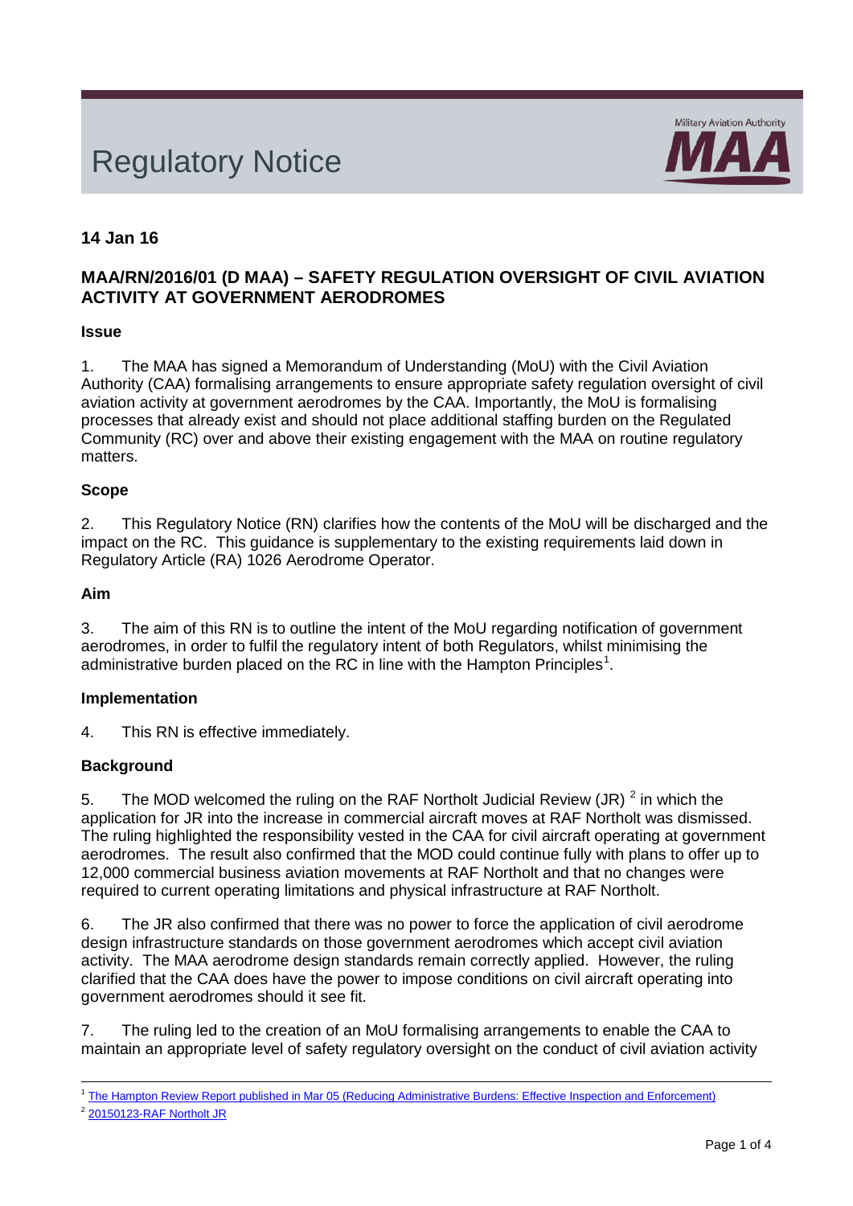# Regulatory Notice

Military Aviation Authority **MAA**

**14 Jan 16**

## MAA/RN/2016/01 (D MAA) – SAFETY REGULATION OVERSIGHT OF CIVIL AVIATION ACTIVITY AT GOVERNMENT AERODROMES

### Issue

1. The MAA has signed a Memorandum of Understanding (MoU) with the Civil Aviation Authority (CAA) formalising arrangements to ensure appropriate safety regulation oversight of civil aviation activity at government aerodromes by the CAA. Importantly, the MoU is formalising processes that already exist and should not place additional staffing burden on the Regulated Community (RC) over and above their existing engagement with the MAA on routine regulatory matters.

### Scope

2. This Regulatory Notice (RN) clarifies how the contents of the MoU will be discharged and the impact on the RC. This guidance is supplementary to the existing requirements laid down in Regulatory Article (RA) 1026 Aerodrome Operator.

### Aim

3. The aim of this RN is to outline the intent of the MoU regarding notification of government aerodromes, in order to fulfil the regulatory intent of both Regulators, whilst minimising the administrative burden placed on the RC in line with the Hampton Principles[1].

### Implementation

4. This RN is effective immediately.

### Background

5. The MOD welcomed the ruling on the RAF Northolt Judicial Review (JR) [2] in which the application for JR into the increase in commercial aircraft moves at RAF Northolt was dismissed. The ruling highlighted the responsibility vested in the CAA for civil aircraft operating at government aerodromes. The result also confirmed that the MOD could continue fully with plans to offer up to 12,000 commercial business aviation movements at RAF Northolt and that no changes were required to current operating limitations and physical infrastructure at RAF Northolt.

6. The JR also confirmed that there was no power to force the application of civil aerodrome design infrastructure standards on those government aerodromes which accept civil aviation activity. The MAA aerodrome design standards remain correctly applied. However, the ruling clarified that the CAA does have the power to impose conditions on civil aircraft operating into government aerodromes should it see fit.

7. The ruling led to the creation of an MoU formalising arrangements to enable the CAA to maintain an appropriate level of safety regulatory oversight on the conduct of civil aviation activity

---

[1] The Hampton Review Report published in Mar 05 (Reducing Administrative Burdens: Effective Inspection and Enforcement)

[2] 20150123-RAF Northolt JR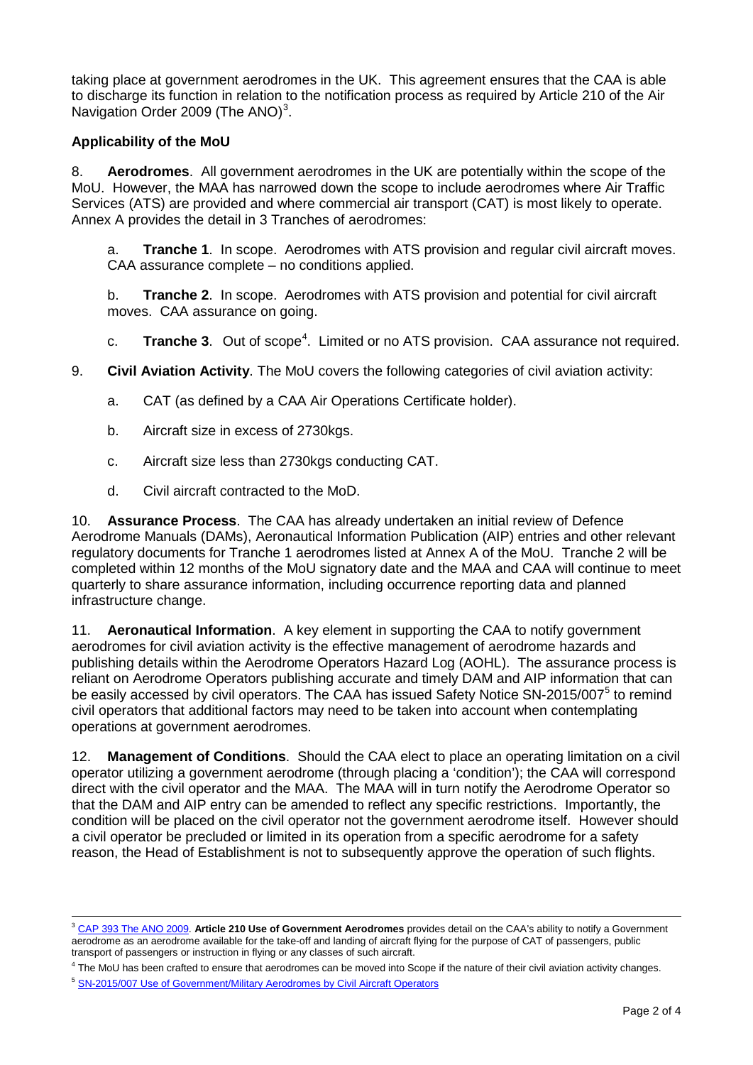taking place at government aerodromes in the UK. This agreement ensures that the CAA is able to discharge its function in relation to the notification process as required by Article 210 of the Air Navigation Order 2009 (The ANO)[3].

**Applicability of the MoU**

8. **Aerodromes**. All government aerodromes in the UK are potentially within the scope of the MoU. However, the MAA has narrowed down the scope to include aerodromes where Air Traffic Services (ATS) are provided and where commercial air transport (CAT) is most likely to operate. Annex A provides the detail in 3 Tranches of aerodromes:

   a. **Tranche 1**. In scope. Aerodromes with ATS provision and regular civil aircraft moves. CAA assurance complete – no conditions applied.

   b. **Tranche 2**. In scope. Aerodromes with ATS provision and potential for civil aircraft moves. CAA assurance on going.

   c. **Tranche 3**. Out of scope[4]. Limited or no ATS provision. CAA assurance not required.

9. **Civil Aviation Activity**. The MoU covers the following categories of civil aviation activity:

   a. CAT (as defined by a CAA Air Operations Certificate holder).

   b. Aircraft size in excess of 2730kgs.

   c. Aircraft size less than 2730kgs conducting CAT.

   d. Civil aircraft contracted to the MoD.

10. **Assurance Process**. The CAA has already undertaken an initial review of Defence Aerodrome Manuals (DAMs), Aeronautical Information Publication (AIP) entries and other relevant regulatory documents for Tranche 1 aerodromes listed at Annex A of the MoU. Tranche 2 will be completed within 12 months of the MoU signatory date and the MAA and CAA will continue to meet quarterly to share assurance information, including occurrence reporting data and planned infrastructure change.

11. **Aeronautical Information**. A key element in supporting the CAA to notify government aerodromes for civil aviation activity is the effective management of aerodrome hazards and publishing details within the Aerodrome Operators Hazard Log (AOHL). The assurance process is reliant on Aerodrome Operators publishing accurate and timely DAM and AIP information that can be easily accessed by civil operators. The CAA has issued Safety Notice SN-2015/007[5] to remind civil operators that additional factors may need to be taken into account when contemplating operations at government aerodromes.

12. **Management of Conditions**. Should the CAA elect to place an operating limitation on a civil operator utilizing a government aerodrome (through placing a 'condition'); the CAA will correspond direct with the civil operator and the MAA. The MAA will in turn notify the Aerodrome Operator so that the DAM and AIP entry can be amended to reflect any specific restrictions. Importantly, the condition will be placed on the civil operator not the government aerodrome itself. However should a civil operator be precluded or limited in its operation from a specific aerodrome for a safety reason, the Head of Establishment is not to subsequently approve the operation of such flights.

---

[3] CAP 393 The ANO 2009. **Article 210 Use of Government Aerodromes** provides detail on the CAA's ability to notify a Government aerodrome as an aerodrome available for the take-off and landing of aircraft flying for the purpose of CAT of passengers, public transport of passengers or instruction in flying or any classes of such aircraft.

[4] The MoU has been crafted to ensure that aerodromes can be moved into Scope if the nature of their civil aviation activity changes.

[5] SN-2015/007 Use of Government/Military Aerodromes by Civil Aircraft Operators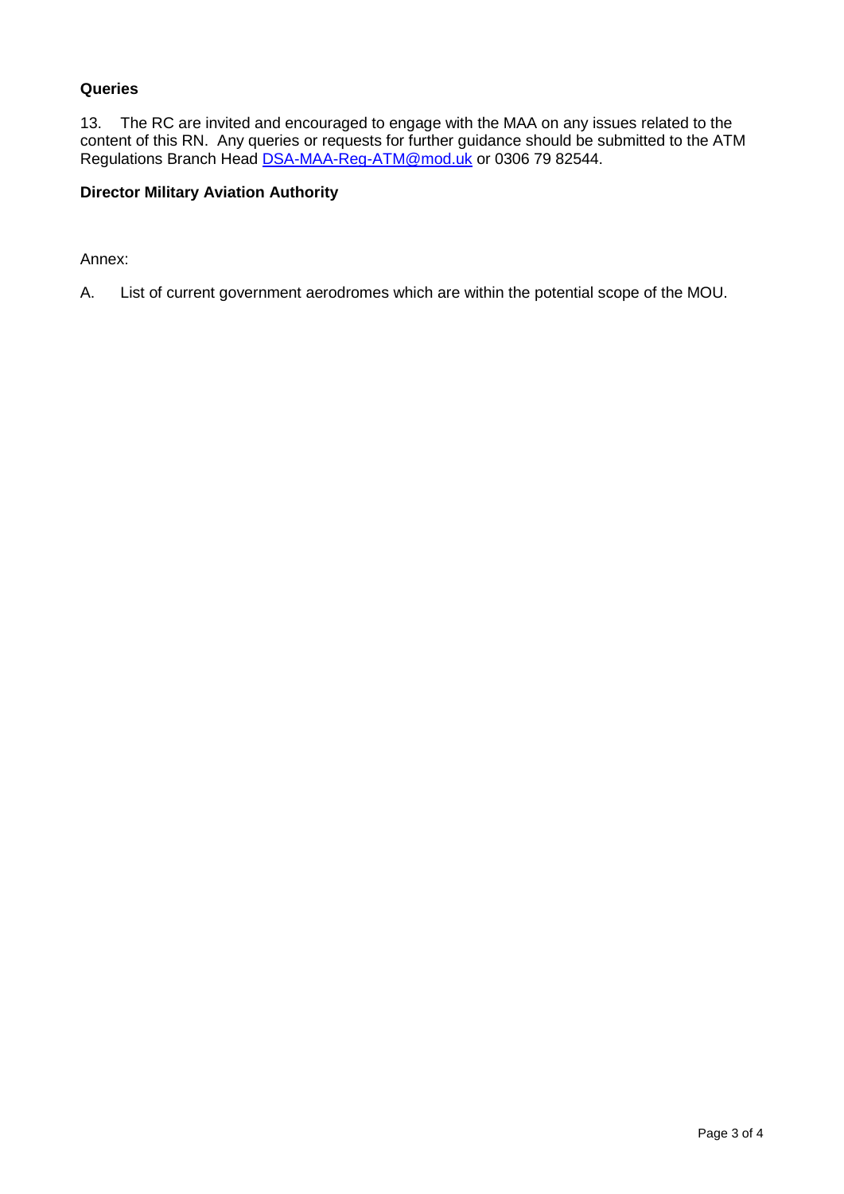**Queries**

13. The RC are invited and encouraged to engage with the MAA on any issues related to the content of this RN. Any queries or requests for further guidance should be submitted to the ATM Regulations Branch Head DSA-MAA-Reg-ATM@mod.uk or 0306 79 82544.

**Director Military Aviation Authority**

Annex:

A. List of current government aerodromes which are within the potential scope of the MOU.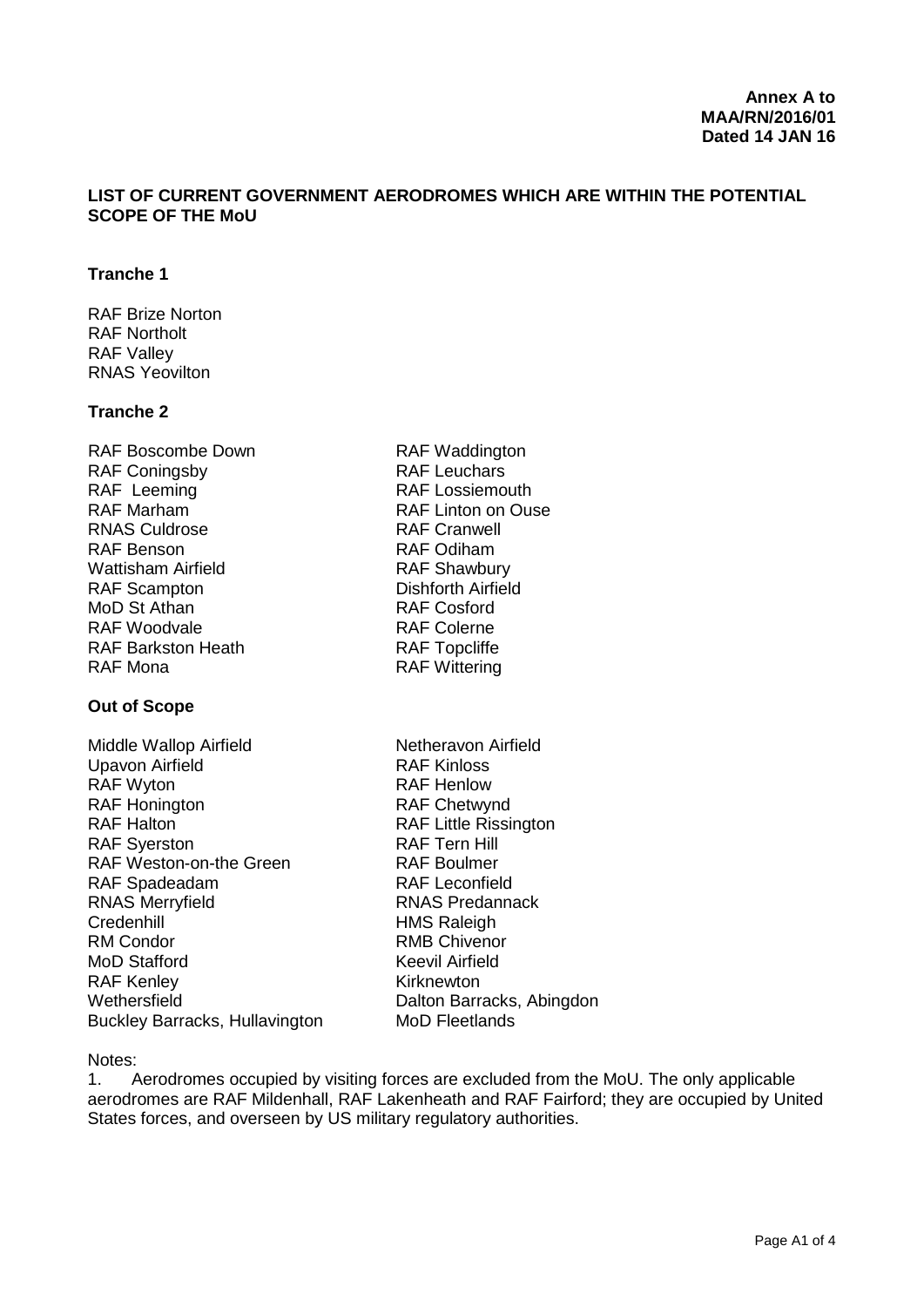**Annex A to**
**MAA/RN/2016/01**
**Dated 14 JAN 16**

**LIST OF CURRENT GOVERNMENT AERODROMES WHICH ARE WITHIN THE POTENTIAL SCOPE OF THE MoU**

**Tranche 1**

RAF Brize Norton
RAF Northolt
RAF Valley
RNAS Yeovilton

**Tranche 2**

| | |
|---|---|
| RAF Boscombe Down | RAF Waddington |
| RAF Coningsby | RAF Leuchars |
| RAF Leeming | RAF Lossiemouth |
| RAF Marham | RAF Linton on Ouse |
| RNAS Culdrose | RAF Cranwell |
| RAF Benson | RAF Odiham |
| Wattisham Airfield | RAF Shawbury |
| RAF Scampton | Dishforth Airfield |
| MoD St Athan | RAF Cosford |
| RAF Woodvale | RAF Colerne |
| RAF Barkston Heath | RAF Topcliffe |
| RAF Mona | RAF Wittering |

**Out of Scope**

| | |
|---|---|
| Middle Wallop Airfield | Netheravon Airfield |
| Upavon Airfield | RAF Kinloss |
| RAF Wyton | RAF Henlow |
| RAF Honington | RAF Chetwynd |
| RAF Halton | RAF Little Rissington |
| RAF Syerston | RAF Tern Hill |
| RAF Weston-on-the Green | RAF Boulmer |
| RAF Spadeadam | RAF Leconfield |
| RNAS Merryfield | RNAS Predannack |
| Credenhill | HMS Raleigh |
| RM Condor | RMB Chivenor |
| MoD Stafford | Keevil Airfield |
| RAF Kenley | Kirknewton |
| Wethersfield | Dalton Barracks, Abingdon |
| Buckley Barracks, Hullavington | MoD Fleetlands |

Notes:

1. Aerodromes occupied by visiting forces are excluded from the MoU. The only applicable aerodromes are RAF Mildenhall, RAF Lakenheath and RAF Fairford; they are occupied by United States forces, and overseen by US military regulatory authorities.